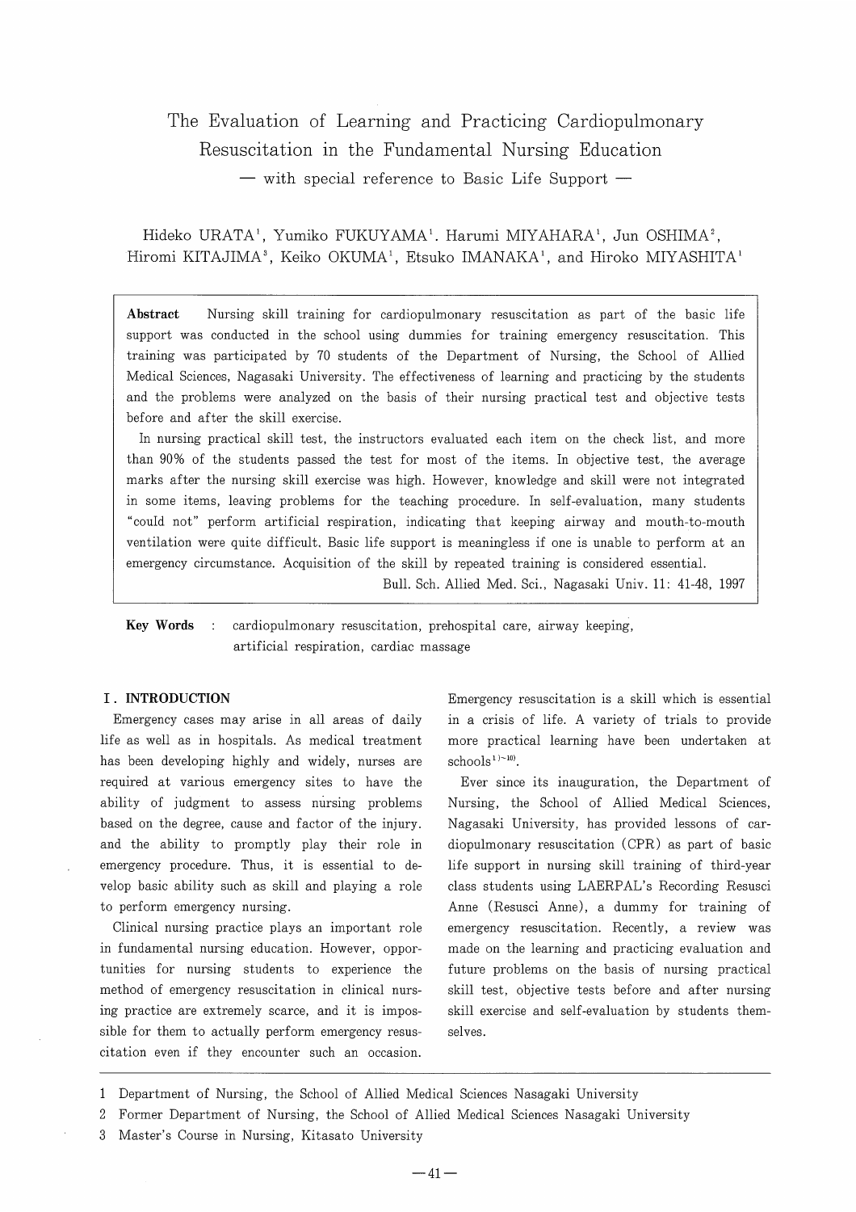# The Evaluation of Learning and Practicing Cardiopulmonary Resuscitation in the Fundamental Nursing Education

— with special reference to Basic Life Support —

Hideko URATA[1], Yumiko FUKUYAMA[1]. Harumi MIYAHARA[1], Jun OSHIMA[2], Hiromi KITAJIMA[3], Keiko OKUMA[1], Etsuko IMANAKA[1], and Hiroko MIYASHITA[1]

**Abstract** Nursing skill training for cardiopulmonary resuscitation as part of the basic life support was conducted in the school using dummies for training emergency resuscitation. This training was participated by 70 students of the Department of Nursing, the School of Allied Medical Sciences, Nagasaki University. The effectiveness of learning and practicing by the students and the problems were analyzed on the basis of their nursing practical test and objective tests before and after the skill exercise.

In nursing practical skill test, the instructors evaluated each item on the check list, and more than 90% of the students passed the test for most of the items. In objective test, the average marks after the nursing skill exercise was high. However, knowledge and skill were not integrated in some items, leaving problems for the teaching procedure. In self-evaluation, many students "could not" perform artificial respiration, indicating that keeping airway and mouth-to-mouth ventilation were quite difficult. Basic life support is meaningless if one is unable to perform at an emergency circumstance. Acquisition of the skill by repeated training is considered essential.

Bull. Sch. Allied Med. Sci., Nagasaki Univ. 11: 41-48, 1997

**Key Words** : cardiopulmonary resuscitation, prehospital care, airway keeping, artificial respiration, cardiac massage

## I. INTRODUCTION

Emergency cases may arise in all areas of daily life as well as in hospitals. As medical treatment has been developing highly and widely, nurses are required at various emergency sites to have the ability of judgment to assess nursing problems based on the degree, cause and factor of the injury. and the ability to promptly play their role in emergency procedure. Thus, it is essential to develop basic ability such as skill and playing a role to perform emergency nursing.

Clinical nursing practice plays an important role in fundamental nursing education. However, opportunities for nursing students to experience the method of emergency resuscitation in clinical nursing practice are extremely scarce, and it is impossible for them to actually perform emergency resuscitation even if they encounter such an occasion. Emergency resuscitation is a skill which is essential in a crisis of life. A variety of trials to provide more practical learning have been undertaken at schools[1)~10)].

Ever since its inauguration, the Department of Nursing, the School of Allied Medical Sciences, Nagasaki University, has provided lessons of cardiopulmonary resuscitation (CPR) as part of basic life support in nursing skill training of third-year class students using LAERPAL's Recording Resusci Anne (Resusci Anne), a dummy for training of emergency resuscitation. Recently, a review was made on the learning and practicing evaluation and future problems on the basis of nursing practical skill test, objective tests before and after nursing skill exercise and self-evaluation by students themselves.

---

1 Department of Nursing, the School of Allied Medical Sciences Nasagaki University

2 Former Department of Nursing, the School of Allied Medical Sciences Nasagaki University

3 Master's Course in Nursing, Kitasato University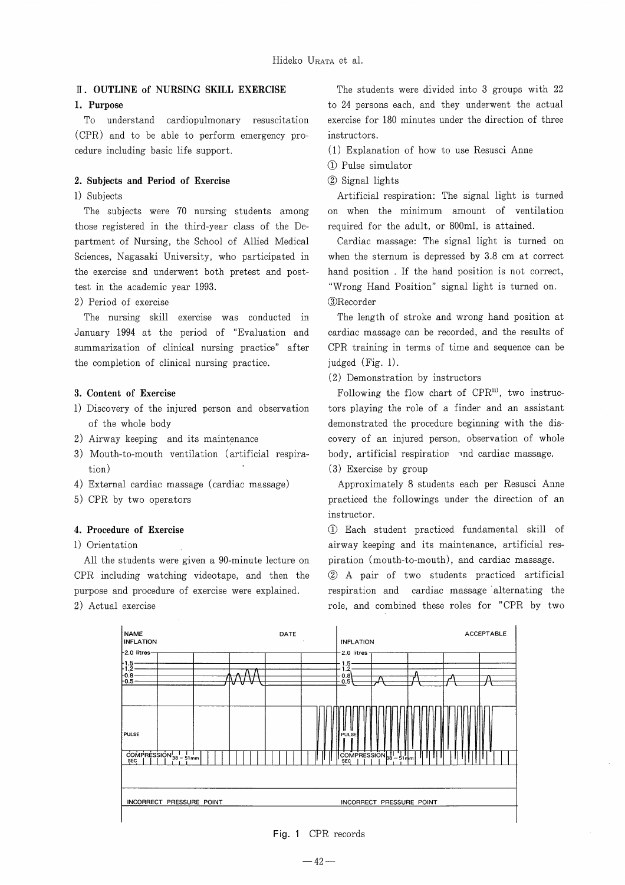## II. OUTLINE of NURSING SKILL EXERCISE

### 1. Purpose

To understand cardiopulmonary resuscitation (CPR) and to be able to perform emergency procedure including basic life support.

### 2. Subjects and Period of Exercise

1) Subjects

The subjects were 70 nursing students among those registered in the third-year class of the Department of Nursing, the School of Allied Medical Sciences, Nagasaki University, who participated in the exercise and underwent both pretest and posttest in the academic year 1993.

2) Period of exercise

The nursing skill exercise was conducted in January 1994 at the period of "Evaluation and summarization of clinical nursing practice" after the completion of clinical nursing practice.

### 3. Content of Exercise

1) Discovery of the injured person and observation of the whole body
2) Airway keeping and its maintenance
3) Mouth-to-mouth ventilation (artificial respiration)
4) External cardiac massage (cardiac massage)
5) CPR by two operators

### 4. Procedure of Exercise

1) Orientation

All the students were given a 90-minute lecture on CPR including watching videotape, and then the purpose and procedure of exercise were explained.

2) Actual exercise

The students were divided into 3 groups with 22 to 24 persons each, and they underwent the actual exercise for 180 minutes under the direction of three instructors.

(1) Explanation of how to use Resusci Anne

① Pulse simulator

② Signal lights

Artificial respiration: The signal light is turned on when the minimum amount of ventilation required for the adult, or 800ml, is attained.

Cardiac massage: The signal light is turned on when the sternum is depressed by 3.8 cm at correct hand position . If the hand position is not correct, "Wrong Hand Position" signal light is turned on.

③Recorder

The length of stroke and wrong hand position at cardiac massage can be recorded, and the results of CPR training in terms of time and sequence can be judged (Fig. 1).

(2) Demonstration by instructors

Following the flow chart of CPR[11], two instructors playing the role of a finder and an assistant demonstrated the procedure beginning with the discovery of an injured person, observation of whole body, artificial respiration and cardiac massage.

(3) Exercise by group

Approximately 8 students each per Resusci Anne practiced the followings under the direction of an instructor.

① Each student practiced fundamental skill of airway keeping and its maintenance, artificial respiration (mouth-to-mouth), and cardiac massage.

② A pair of two students practiced artificial respiration and cardiac massage alternating the role, and combined these roles for "CPR by two

Fig. 1 CPR records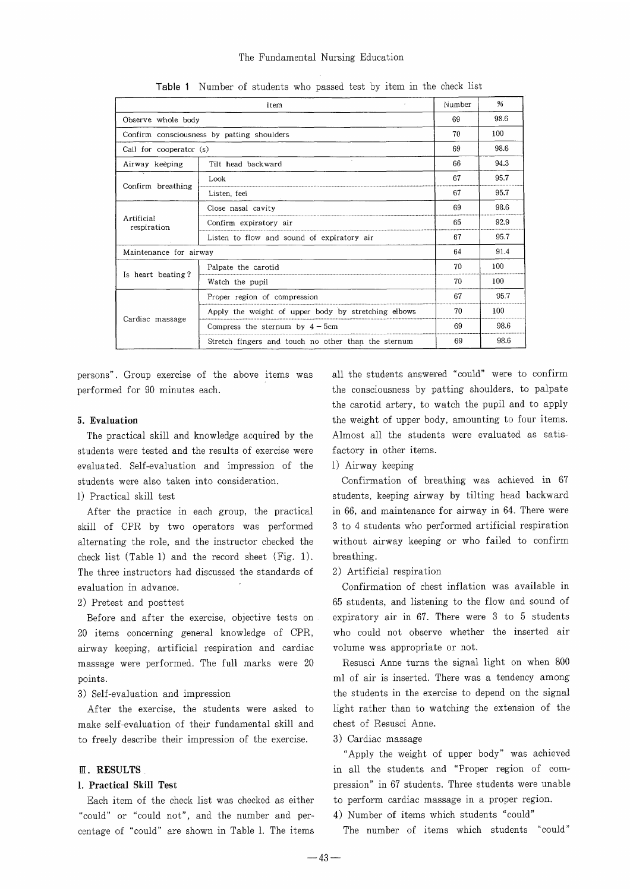Table 1 Number of students who passed test by item in the check list

| Item | | Number | % |
|---|---|---|---|
| Observe whole body | | 69 | 98.6 |
| Confirm consciousness by patting shoulders | | 70 | 100 |
| Call for cooperator (s) | | 69 | 98.6 |
| Airway keeping | Tilt head backward | 66 | 94.3 |
| Confirm breathing | Look | 67 | 95.7 |
| | Listen, feel | 67 | 95.7 |
| Artificial respiration | Close nasal cavity | 69 | 98.6 |
| | Confirm expiratory air | 65 | 92.9 |
| | Listen to flow and sound of expiratory air | 67 | 95.7 |
| Maintenance for airway | | 64 | 91.4 |
| Is heart beating? | Palpate the carotid | 70 | 100 |
| | Watch the pupil | 70 | 100 |
| Cardiac massage | Proper region of compression | 67 | 95.7 |
| | Apply the weight of upper body by stretching elbows | 70 | 100 |
| | Compress the sternum by 4－5cm | 69 | 98.6 |
| | Stretch fingers and touch no other than the sternum | 69 | 98.6 |

persons". Group exercise of the above items was performed for 90 minutes each.

### 5. Evaluation

The practical skill and knowledge acquired by the students were tested and the results of exercise were evaluated. Self-evaluation and impression of the students were also taken into consideration.

1) Practical skill test

After the practice in each group, the practical skill of CPR by two operators was performed alternating the role, and the instructor checked the check list (Table 1) and the record sheet (Fig. 1). The three instructors had discussed the standards of evaluation in advance.

2) Pretest and posttest

Before and after the exercise, objective tests on 20 items concerning general knowledge of CPR, airway keeping, artificial respiration and cardiac massage were performed. The full marks were 20 points.

3) Self-evaluation and impression

After the exercise, the students were asked to make self-evaluation of their fundamental skill and to freely describe their impression of the exercise.

## III. RESULTS

### 1. Practical Skill Test

Each item of the check list was checked as either "could" or "could not", and the number and percentage of "could" are shown in Table 1. The items all the students answered "could" were to confirm the consciousness by patting shoulders, to palpate the carotid artery, to watch the pupil and to apply the weight of upper body, amounting to four items. Almost all the students were evaluated as satisfactory in other items.

1) Airway keeping

Confirmation of breathing was achieved in 67 students, keeping airway by tilting head backward in 66, and maintenance for airway in 64. There were 3 to 4 students who performed artificial respiration without airway keeping or who failed to confirm breathing.

2) Artificial respiration

Confirmation of chest inflation was available in 65 students, and listening to the flow and sound of expiratory air in 67. There were 3 to 5 students who could not observe whether the inserted air volume was appropriate or not.

Resusci Anne turns the signal light on when 800 ml of air is inserted. There was a tendency among the students in the exercise to depend on the signal light rather than to watching the extension of the chest of Resusci Anne.

3) Cardiac massage

"Apply the weight of upper body" was achieved in all the students and "Proper region of compression" in 67 students. Three students were unable to perform cardiac massage in a proper region.

4) Number of items which students "could"

The number of items which students "could"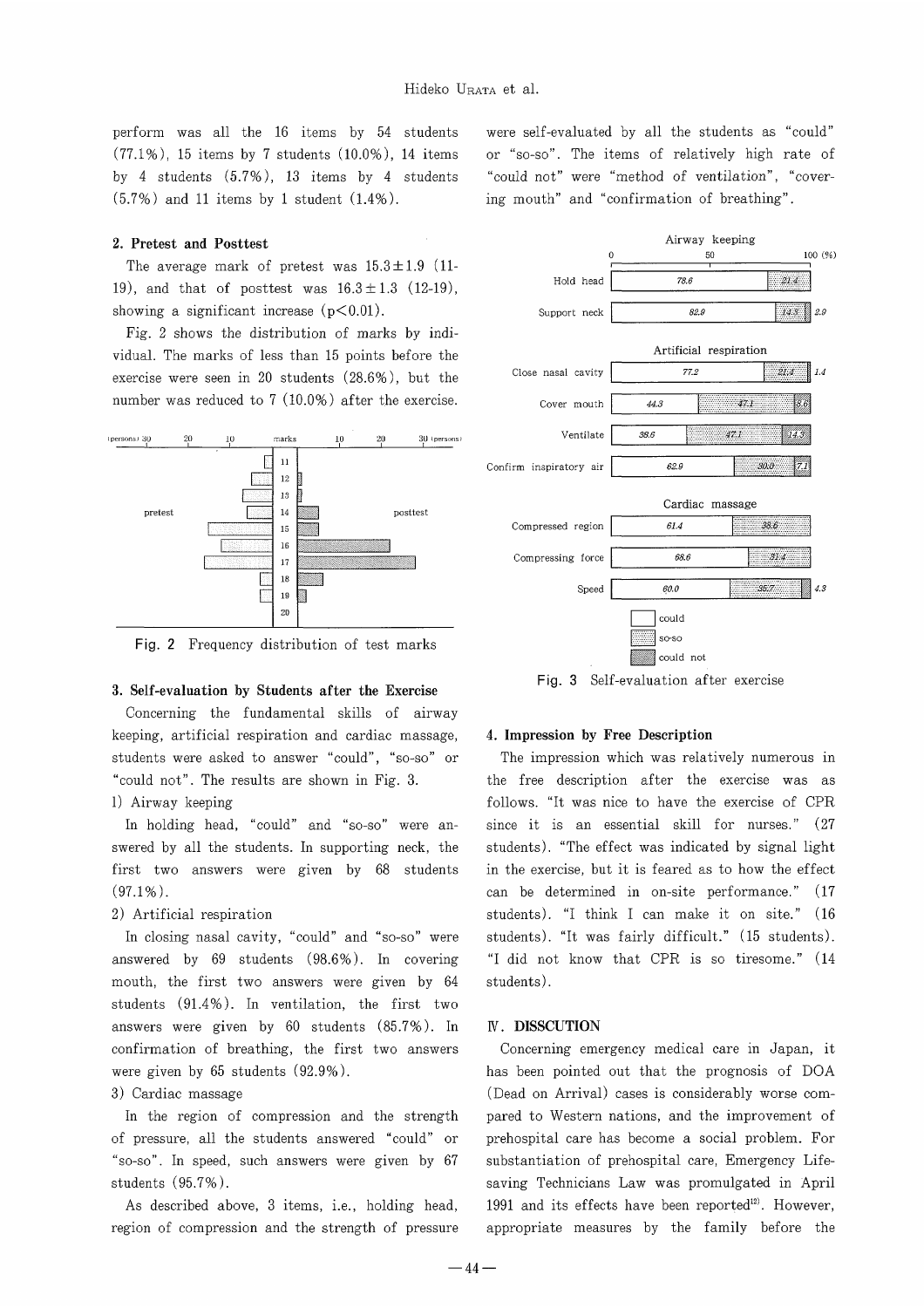perform was all the 16 items by 54 students (77.1%), 15 items by 7 students (10.0%), 14 items by 4 students (5.7%), 13 items by 4 students (5.7%) and 11 items by 1 student (1.4%).

### 2. Pretest and Posttest

The average mark of pretest was $15.3 \pm 1.9$ (11-19), and that of posttest was $16.3 \pm 1.3$ (12-19), showing a significant increase ($p < 0.01$).

Fig. 2 shows the distribution of marks by individual. The marks of less than 15 points before the exercise were seen in 20 students (28.6%), but the number was reduced to 7 (10.0%) after the exercise.

Fig. 2 Frequency distribution of test marks

### 3. Self-evaluation by Students after the Exercise

Concerning the fundamental skills of airway keeping, artificial respiration and cardiac massage, students were asked to answer "could", "so-so" or "could not". The results are shown in Fig. 3.

1) Airway keeping

In holding head, "could" and "so-so" were answered by all the students. In supporting neck, the first two answers were given by 68 students (97.1%).

2) Artificial respiration

In closing nasal cavity, "could" and "so-so" were answered by 69 students (98.6%). In covering mouth, the first two answers were given by 64 students (91.4%). In ventilation, the first two answers were given by 60 students (85.7%). In confirmation of breathing, the first two answers were given by 65 students (92.9%).

3) Cardiac massage

In the region of compression and the strength of pressure, all the students answered "could" or "so-so". In speed, such answers were given by 67 students (95.7%).

As described above, 3 items, i.e., holding head, region of compression and the strength of pressure were self-evaluated by all the students as "could" or "so-so". The items of relatively high rate of "could not" were "method of ventilation", "covering mouth" and "confirmation of breathing".

| | could (%) | so-so (%) | could not (%) |
|---|---|---|---|
| **Airway keeping** | | | |
| Hold head | 78.6 | 21.4 | |
| Support neck | 82.9 | 14.3 | 2.9 |
| **Artificial respiration** | | | |
| Close nasal cavity | 77.2 | 21.4 | 1.4 |
| Cover mouth | 44.3 | 47.1 | 8.6 |
| Ventilate | 38.6 | 47.1 | 14.3 |
| Confirm inspiratory air | 62.9 | 30.0 | 7.1 |
| **Cardiac massage** | | | |
| Compressed region | 61.4 | 38.6 | |
| Compressing force | 68.6 | 31.4 | |
| Speed | 60.0 | 35.7 | 4.3 |

Fig. 3 Self-evaluation after exercise

### 4. Impression by Free Description

The impression which was relatively numerous in the free description after the exercise was as follows. "It was nice to have the exercise of CPR since it is an essential skill for nurses." (27 students). "The effect was indicated by signal light in the exercise, but it is feared as to how the effect can be determined in on-site performance." (17 students). "I think I can make it on site." (16 students). "It was fairly difficult." (15 students). "I did not know that CPR is so tiresome." (14 students).

## IV. DISSCUTION

Concerning emergency medical care in Japan, it has been pointed out that the prognosis of DOA (Dead on Arrival) cases is considerably worse compared to Western nations, and the improvement of prehospital care has become a social problem. For substantiation of prehospital care, Emergency Lifesaving Technicians Law was promulgated in April 1991 and its effects have been reported[12]. However, appropriate measures by the family before the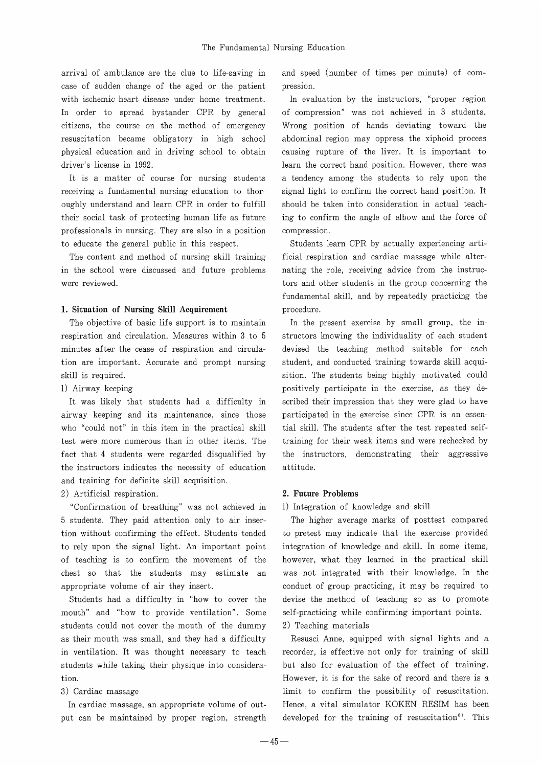arrival of ambulance are the clue to life-saving in case of sudden change of the aged or the patient with ischemic heart disease under home treatment. In order to spread bystander CPR by general citizens, the course on the method of emergency resuscitation became obligatory in high school physical education and in driving school to obtain driver's license in 1992.

It is a matter of course for nursing students receiving a fundamental nursing education to thoroughly understand and learn CPR in order to fulfill their social task of protecting human life as future professionals in nursing. They are also in a position to educate the general public in this respect.

The content and method of nursing skill training in the school were discussed and future problems were reviewed.

### 1. Situation of Nursing Skill Acquirement

The objective of basic life support is to maintain respiration and circulation. Measures within 3 to 5 minutes after the cease of respiration and circulation are important. Accurate and prompt nursing skill is required.

1) Airway keeping

It was likely that students had a difficulty in airway keeping and its maintenance, since those who "could not" in this item in the practical skill test were more numerous than in other items. The fact that 4 students were regarded disqualified by the instructors indicates the necessity of education and training for definite skill acquisition.

2) Artificial respiration.

"Confirmation of breathing" was not achieved in 5 students. They paid attention only to air insertion without confirming the effect. Students tended to rely upon the signal light. An important point of teaching is to confirm the movement of the chest so that the students may estimate an appropriate volume of air they insert.

Students had a difficulty in "how to cover the mouth" and "how to provide ventilation". Some students could not cover the mouth of the dummy as their mouth was small, and they had a difficulty in ventilation. It was thought necessary to teach students while taking their physique into consideration.

3) Cardiac massage

In cardiac massage, an appropriate volume of output can be maintained by proper region, strength and speed (number of times per minute) of compression.

In evaluation by the instructors, "proper region of compression" was not achieved in 3 students. Wrong position of hands deviating toward the abdominal region may oppress the xiphoid process causing rupture of the liver. It is important to learn the correct hand position. However, there was a tendency among the students to rely upon the signal light to confirm the correct hand position. It should be taken into consideration in actual teaching to confirm the angle of elbow and the force of compression.

Students learn CPR by actually experiencing artificial respiration and cardiac massage while alternating the role, receiving advice from the instructors and other students in the group concerning the fundamental skill, and by repeatedly practicing the procedure.

In the present exercise by small group, the instructors knowing the individuality of each student devised the teaching method suitable for each student, and conducted training towards skill acquisition. The students being highly motivated could positively participate in the exercise, as they described their impression that they were glad to have participated in the exercise since CPR is an essential skill. The students after the test repeated self-training for their weak items and were rechecked by the instructors, demonstrating their aggressive attitude.

### 2. Future Problems

1) Integration of knowledge and skill

The higher average marks of posttest compared to pretest may indicate that the exercise provided integration of knowledge and skill. In some items, however, what they learned in the practical skill was not integrated with their knowledge. In the conduct of group practicing, it may be required to devise the method of teaching so as to promote self-practicing while confirming important points.

2) Teaching materials

Resusci Anne, equipped with signal lights and a recorder, is effective not only for training of skill but also for evaluation of the effect of training. However, it is for the sake of record and there is a limit to confirm the possibility of resuscitation. Hence, a vital simulator KOKEN RESIM has been developed for the training of resuscitation[8]. This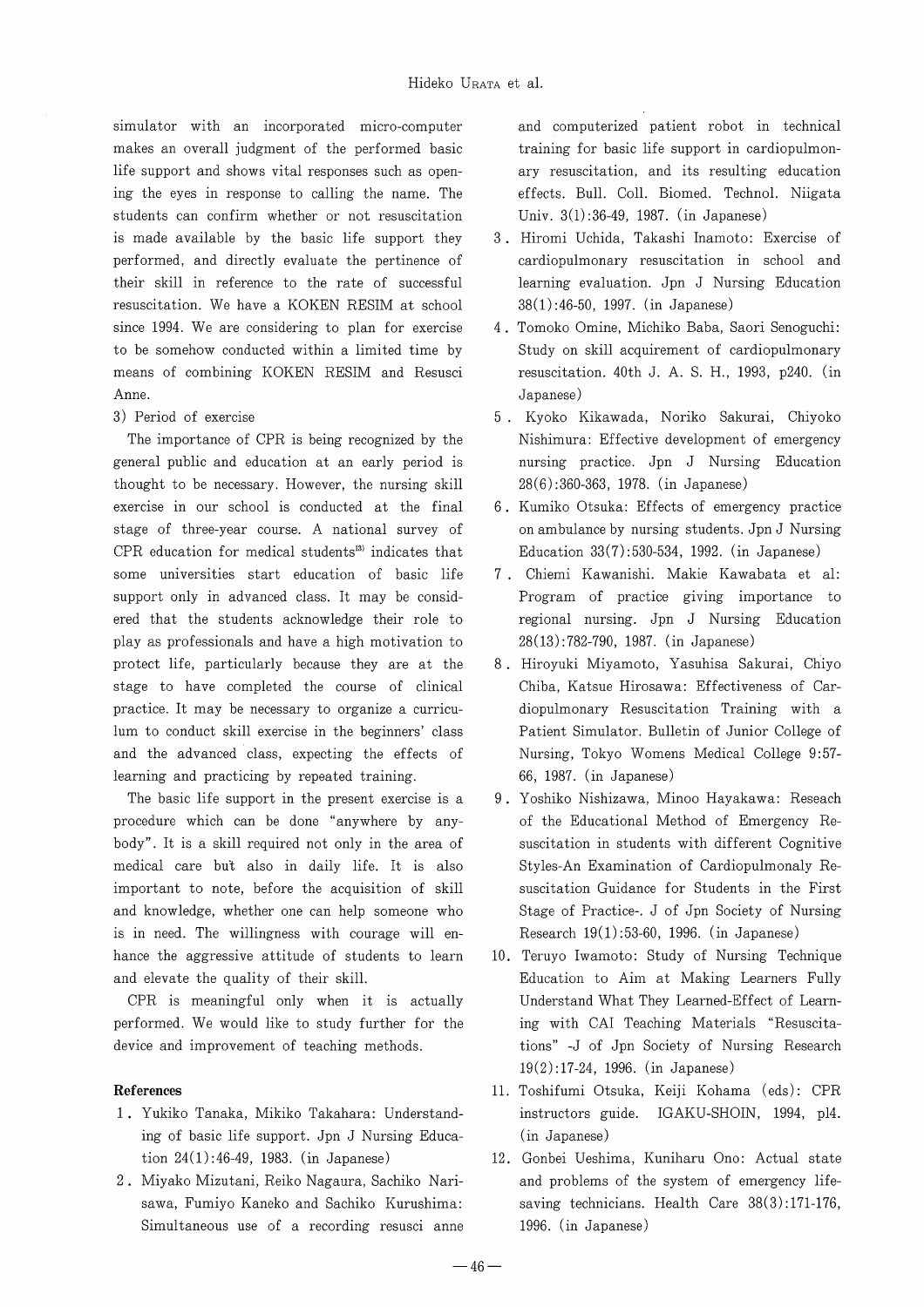simulator with an incorporated micro-computer makes an overall judgment of the performed basic life support and shows vital responses such as opening the eyes in response to calling the name. The students can confirm whether or not resuscitation is made available by the basic life support they performed, and directly evaluate the pertinence of their skill in reference to the rate of successful resuscitation. We have a KOKEN RESIM at school since 1994. We are considering to plan for exercise to be somehow conducted within a limited time by means of combining KOKEN RESIM and Resusci Anne.

3) Period of exercise

The importance of CPR is being recognized by the general public and education at an early period is thought to be necessary. However, the nursing skill exercise in our school is conducted at the final stage of three-year course. A national survey of CPR education for medical students[13] indicates that some universities start education of basic life support only in advanced class. It may be considered that the students acknowledge their role to play as professionals and have a high motivation to protect life, particularly because they are at the stage to have completed the course of clinical practice. It may be necessary to organize a curriculum to conduct skill exercise in the beginners' class and the advanced class, expecting the effects of learning and practicing by repeated training.

The basic life support in the present exercise is a procedure which can be done "anywhere by anybody". It is a skill required not only in the area of medical care but also in daily life. It is also important to note, before the acquisition of skill and knowledge, whether one can help someone who is in need. The willingness with courage will enhance the aggressive attitude of students to learn and elevate the quality of their skill.

CPR is meaningful only when it is actually performed. We would like to study further for the device and improvement of teaching methods.

## References

1. Yukiko Tanaka, Mikiko Takahara: Understanding of basic life support. Jpn J Nursing Education 24(1):46-49, 1983. (in Japanese)
2. Miyako Mizutani, Reiko Nagaura, Sachiko Narisawa, Fumiyo Kaneko and Sachiko Kurushima: Simultaneous use of a recording resusci anne and computerized patient robot in technical training for basic life support in cardiopulmonary resuscitation, and its resulting education effects. Bull. Coll. Biomed. Technol. Niigata Univ. 3(1):36-49, 1987. (in Japanese)
3. Hiromi Uchida, Takashi Inamoto: Exercise of cardiopulmonary resuscitation in school and learning evaluation. Jpn J Nursing Education 38(1):46-50, 1997. (in Japanese)
4. Tomoko Omine, Michiko Baba, Saori Senoguchi: Study on skill acquirement of cardiopulmonary resuscitation. 40th J. A. S. H., 1993, p240. (in Japanese)
5. Kyoko Kikawada, Noriko Sakurai, Chiyoko Nishimura: Effective development of emergency nursing practice. Jpn J Nursing Education 28(6):360-363, 1978. (in Japanese)
6. Kumiko Otsuka: Effects of emergency practice on ambulance by nursing students. Jpn J Nursing Education 33(7):530-534, 1992. (in Japanese)
7. Chiemi Kawanishi. Makie Kawabata et al: Program of practice giving importance to regional nursing. Jpn J Nursing Education 28(13):782-790, 1987. (in Japanese)
8. Hiroyuki Miyamoto, Yasuhisa Sakurai, Chiyo Chiba, Katsue Hirosawa: Effectiveness of Cardiopulmonary Resuscitation Training with a Patient Simulator. Bulletin of Junior College of Nursing, Tokyo Womens Medical College 9:57-66, 1987. (in Japanese)
9. Yoshiko Nishizawa, Minoo Hayakawa: Reseach of the Educational Method of Emergency Resuscitation in students with different Cognitive Styles-An Examination of Cardiopulmonaly Resuscitation Guidance for Students in the First Stage of Practice-. J of Jpn Society of Nursing Research 19(1):53-60, 1996. (in Japanese)
10. Teruyo Iwamoto: Study of Nursing Technique Education to Aim at Making Learners Fully Understand What They Learned-Effect of Learning with CAI Teaching Materials "Resuscitations" -J of Jpn Society of Nursing Research 19(2):17-24, 1996. (in Japanese)
11. Toshifumi Otsuka, Keiji Kohama (eds): CPR instructors guide. IGAKU-SHOIN, 1994, p14. (in Japanese)
12. Gonbei Ueshima, Kuniharu Ono: Actual state and problems of the system of emergency lifesaving technicians. Health Care 38(3):171-176, 1996. (in Japanese)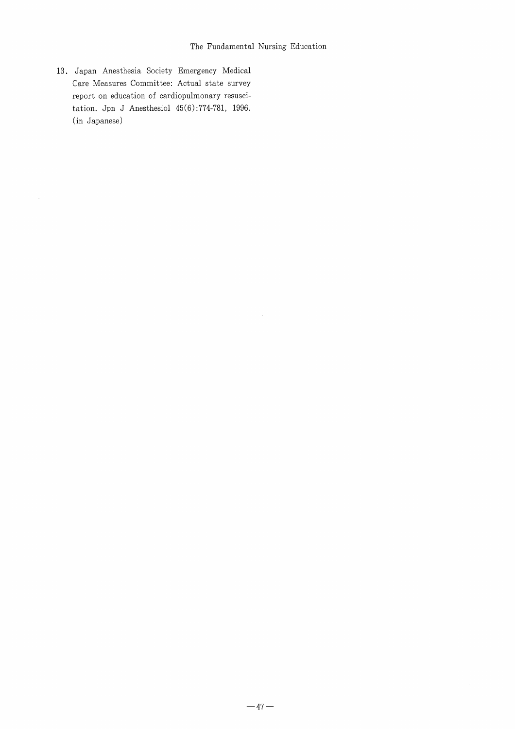13. Japan Anesthesia Society Emergency Medical Care Measures Committee: Actual state survey report on education of cardiopulmonary resuscitation. Jpn J Anesthesiol 45(6):774-781, 1996. (in Japanese)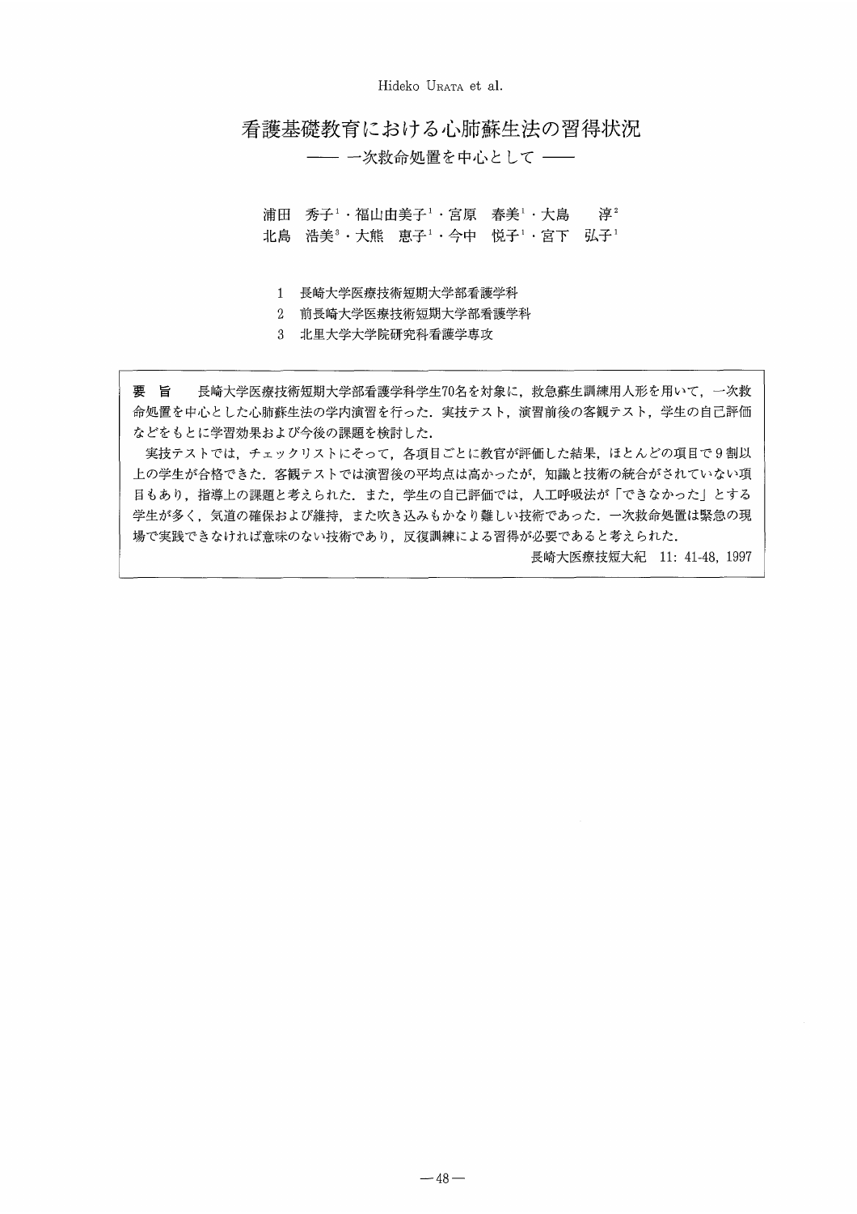# 看護基礎教育における心肺蘇生法の習得状況

## ── 一次救命処置を中心として ──

浦田　秀子[1]・福山由美子[1]・宮原　春美[1]・大島　　淳[2]
北島　浩美[3]・大熊　恵子[1]・今中　悦子[1]・宮下　弘子[1]

1　長崎大学医療技術短期大学部看護学科
2　前長崎大学医療技術短期大学部看護学科
3　北里大学大学院研究科看護学専攻

**要　旨**　長崎大学医療技術短期大学部看護学科学生70名を対象に，救急蘇生訓練用人形を用いて，一次救命処置を中心とした心肺蘇生法の学内演習を行った．実技テスト，演習前後の客観テスト，学生の自己評価などをもとに学習効果および今後の課題を検討した．

実技テストでは，チェックリストにそって，各項目ごとに教官が評価した結果，ほとんどの項目で9割以上の学生が合格できた．客観テストでは演習後の平均点は高かったが，知識と技術の統合がされていない項目もあり，指導上の課題と考えられた．また，学生の自己評価では，人工呼吸法が「できなかった」とする学生が多く，気道の確保および維持，また吹き込みもかなり難しい技術であった．一次救命処置は緊急の現場で実践できなければ意味のない技術であり，反復訓練による習得が必要であると考えられた．

長崎大医療技短大紀　11: 41-48, 1997